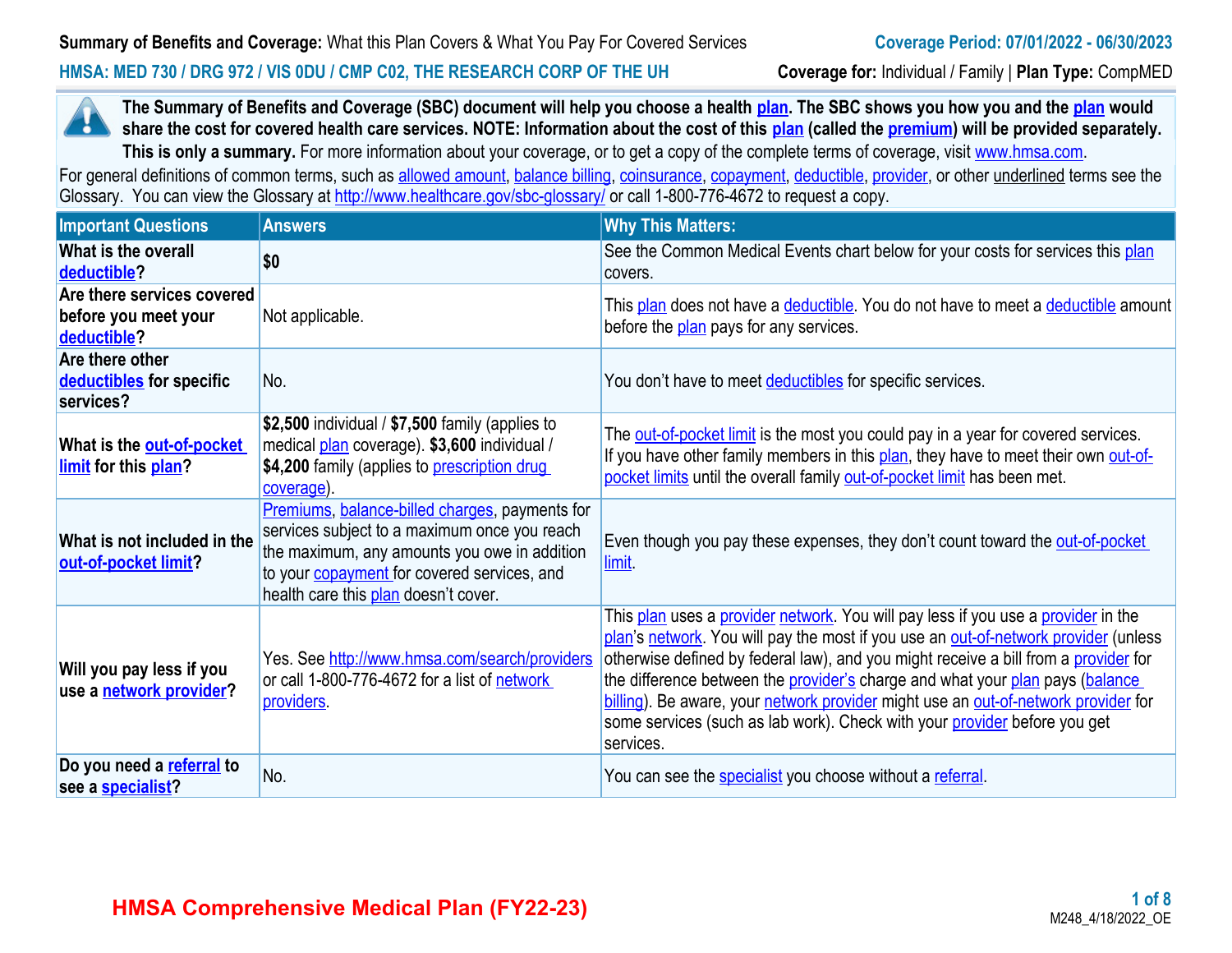**Summary of Benefits and Coverage:** What this Plan Covers & What You Pay For Covered Services

**Coverage Period: 07/01/2022 - 06/30/2023**

**HMSA: MED 730 / DRG 972 / VIS 0DU / CMP C02, THE RESEARCH CORP OF THE UH**

**Coverage for:** Individual / Family | **Plan Type:** CompMED

**The Summary of Benefits and Coverage (SBC) document will help you choose a health plan. The SBC shows you how you and the plan would share the cost for covered health care services. NOTE: Information about the cost of this plan (called the premium) will be provided separately. This is only a summary.** For more information about your coverage, or to get a copy of the complete terms of coverage, visit www.hmsa.com.

For general definitions of common terms, such as allowed amount, balance billing, coinsurance, copayment, deductible, provider, or other underlined terms see the Glossary. You can view the Glossary at http://www.healthcare.gov/sbc-glossary/ or call 1-800-776-4672 to request a copy.

| Important Questions | Answers | Why This Matters: |
|---|---|---|
| **What is the overall deductible?** | **$0** | See the Common Medical Events chart below for your costs for services this plan covers. |
| **Are there services covered before you meet your deductible?** | Not applicable. | This plan does not have a deductible. You do not have to meet a deductible amount before the plan pays for any services. |
| **Are there other deductibles for specific services?** | No. | You don't have to meet deductibles for specific services. |
| **What is the out-of-pocket limit for this plan?** | **$2,500** individual / **$7,500** family (applies to medical plan coverage). **$3,600** individual / **$4,200** family (applies to prescription drug coverage). | The out-of-pocket limit is the most you could pay in a year for covered services. If you have other family members in this plan, they have to meet their own out-of-pocket limits until the overall family out-of-pocket limit has been met. |
| **What is not included in the out-of-pocket limit?** | Premiums, balance-billed charges, payments for services subject to a maximum once you reach the maximum, any amounts you owe in addition to your copayment for covered services, and health care this plan doesn't cover. | Even though you pay these expenses, they don't count toward the out-of-pocket limit. |
| **Will you pay less if you use a network provider?** | Yes. See http://www.hmsa.com/search/providers or call 1-800-776-4672 for a list of network providers. | This plan uses a provider network. You will pay less if you use a provider in the plan's network. You will pay the most if you use an out-of-network provider (unless otherwise defined by federal law), and you might receive a bill from a provider for the difference between the provider's charge and what your plan pays (balance billing). Be aware, your network provider might use an out-of-network provider for some services (such as lab work). Check with your provider before you get services. |
| **Do you need a referral to see a specialist?** | No. | You can see the specialist you choose without a referral. |

**HMSA Comprehensive Medical Plan (FY22-23)**

M248_4/18/2022_OE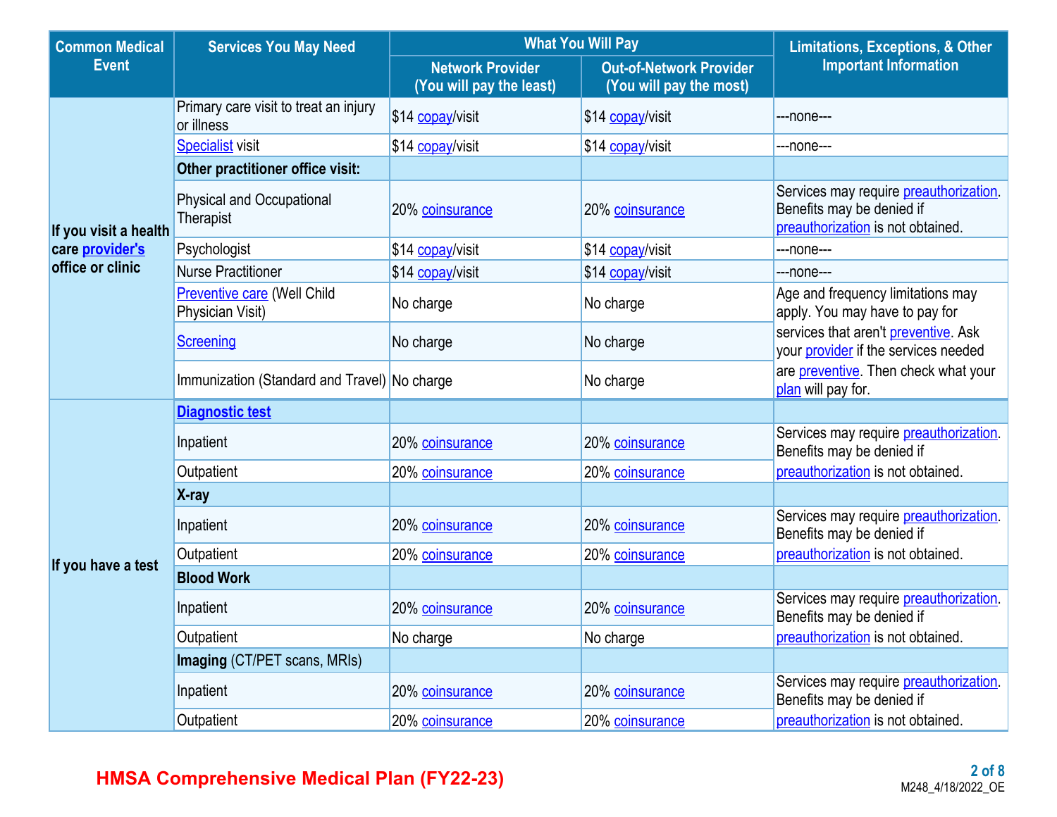| Common Medical Event | Services You May Need | What You Will Pay | | Limitations, Exceptions, & Other Important Information |
|---|---|---|---|---|
| | | Network Provider (You will pay the least) | Out-of-Network Provider (You will pay the most) | |
| If you visit a health care **provider's** office or clinic | Primary care visit to treat an injury or illness | $14 copay/visit | $14 copay/visit | ---none--- |
| | Specialist visit | $14 copay/visit | $14 copay/visit | ---none--- |
| | **Other practitioner office visit:** | | | |
| | Physical and Occupational Therapist | 20% coinsurance | 20% coinsurance | Services may require preauthorization. Benefits may be denied if preauthorization is not obtained. |
| | Psychologist | $14 copay/visit | $14 copay/visit | ---none--- |
| | Nurse Practitioner | $14 copay/visit | $14 copay/visit | ---none--- |
| | Preventive care (Well Child Physician Visit) | No charge | No charge | Age and frequency limitations may apply. You may have to pay for services that aren't preventive. Ask your provider if the services needed are preventive. Then check what your plan will pay for. |
| | Screening | No charge | No charge | |
| | Immunization (Standard and Travel) | No charge | No charge | |
| If you have a test | **Diagnostic test** | | | |
| | Inpatient | 20% coinsurance | 20% coinsurance | Services may require preauthorization. Benefits may be denied if preauthorization is not obtained. |
| | Outpatient | 20% coinsurance | 20% coinsurance | |
| | **X-ray** | | | |
| | Inpatient | 20% coinsurance | 20% coinsurance | Services may require preauthorization. Benefits may be denied if preauthorization is not obtained. |
| | Outpatient | 20% coinsurance | 20% coinsurance | |
| | **Blood Work** | | | |
| | Inpatient | 20% coinsurance | 20% coinsurance | Services may require preauthorization. Benefits may be denied if preauthorization is not obtained. |
| | Outpatient | No charge | No charge | |
| | **Imaging** (CT/PET scans, MRIs) | | | |
| | Inpatient | 20% coinsurance | 20% coinsurance | Services may require preauthorization. Benefits may be denied if preauthorization is not obtained. |
| | Outpatient | 20% coinsurance | 20% coinsurance | |

HMSA Comprehensive Medical Plan (FY22-23)

M248_4/18/2022_OE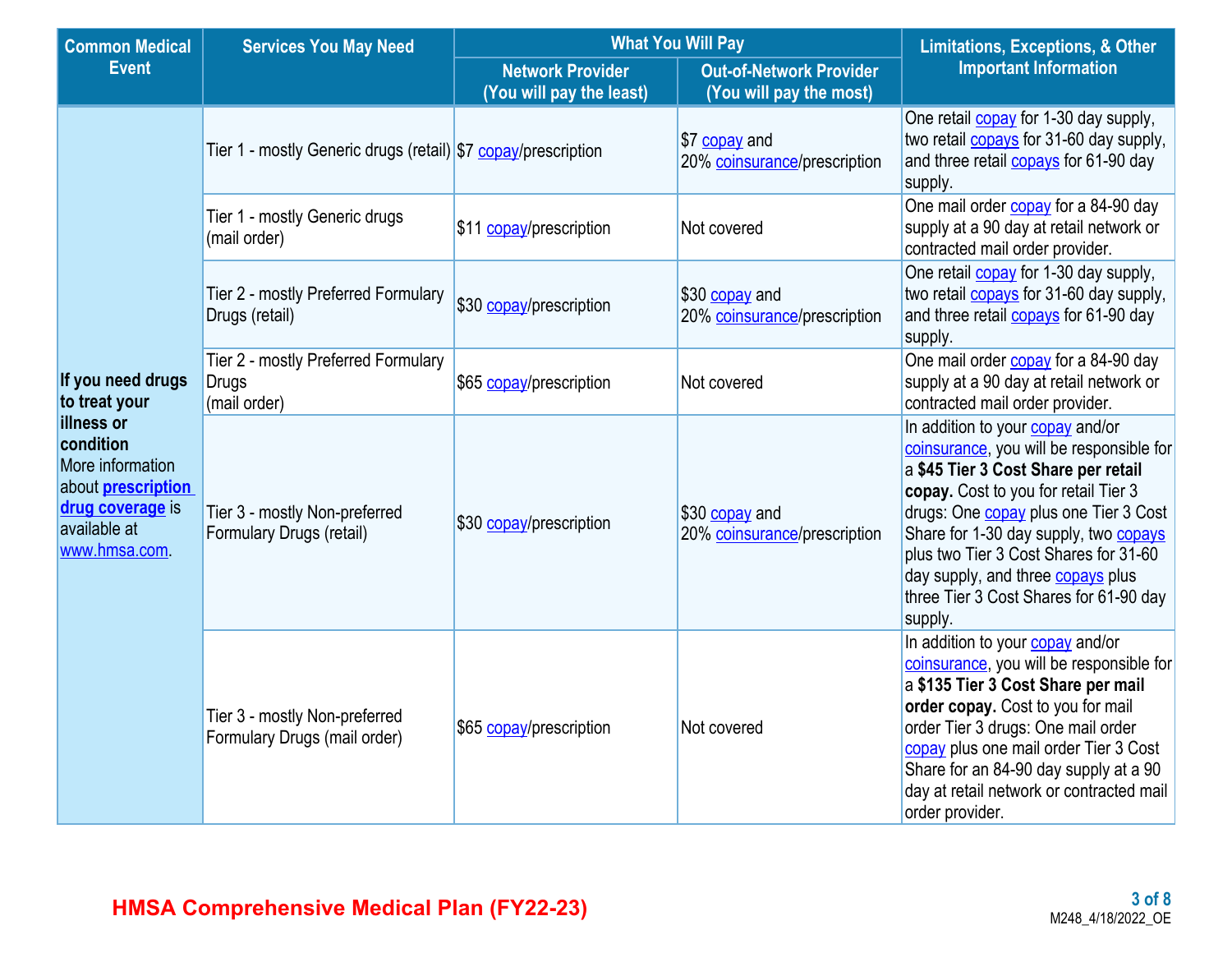| Common Medical Event | Services You May Need | What You Will Pay | | Limitations, Exceptions, & Other Important Information |
|---|---|---|---|---|
| | | Network Provider (You will pay the least) | Out-of-Network Provider (You will pay the most) | |
| **If you need drugs to treat your illness or condition** More information about **prescription drug coverage** is available at www.hmsa.com. | Tier 1 - mostly Generic drugs (retail) | $7 copay/prescription | $7 copay and 20% coinsurance/prescription | One retail copay for 1-30 day supply, two retail copays for 31-60 day supply, and three retail copays for 61-90 day supply. |
| | Tier 1 - mostly Generic drugs (mail order) | $11 copay/prescription | Not covered | One mail order copay for a 84-90 day supply at a 90 day at retail network or contracted mail order provider. |
| | Tier 2 - mostly Preferred Formulary Drugs (retail) | $30 copay/prescription | $30 copay and 20% coinsurance/prescription | One retail copay for 1-30 day supply, two retail copays for 31-60 day supply, and three retail copays for 61-90 day supply. |
| | Tier 2 - mostly Preferred Formulary Drugs (mail order) | $65 copay/prescription | Not covered | One mail order copay for a 84-90 day supply at a 90 day at retail network or contracted mail order provider. |
| | Tier 3 - mostly Non-preferred Formulary Drugs (retail) | $30 copay/prescription | $30 copay and 20% coinsurance/prescription | In addition to your copay and/or coinsurance, you will be responsible for a **$45 Tier 3 Cost Share per retail copay.** Cost to you for retail Tier 3 drugs: One copay plus one Tier 3 Cost Share for 1-30 day supply, two copays plus two Tier 3 Cost Shares for 31-60 day supply, and three copays plus three Tier 3 Cost Shares for 61-90 day supply. |
| | Tier 3 - mostly Non-preferred Formulary Drugs (mail order) | $65 copay/prescription | Not covered | In addition to your copay and/or coinsurance, you will be responsible for a **$135 Tier 3 Cost Share per mail order copay.** Cost to you for mail order Tier 3 drugs: One mail order copay plus one mail order Tier 3 Cost Share for an 84-90 day supply at a 90 day at retail network or contracted mail order provider. |

**HMSA Comprehensive Medical Plan (FY22-23)**

M248_4/18/2022_OE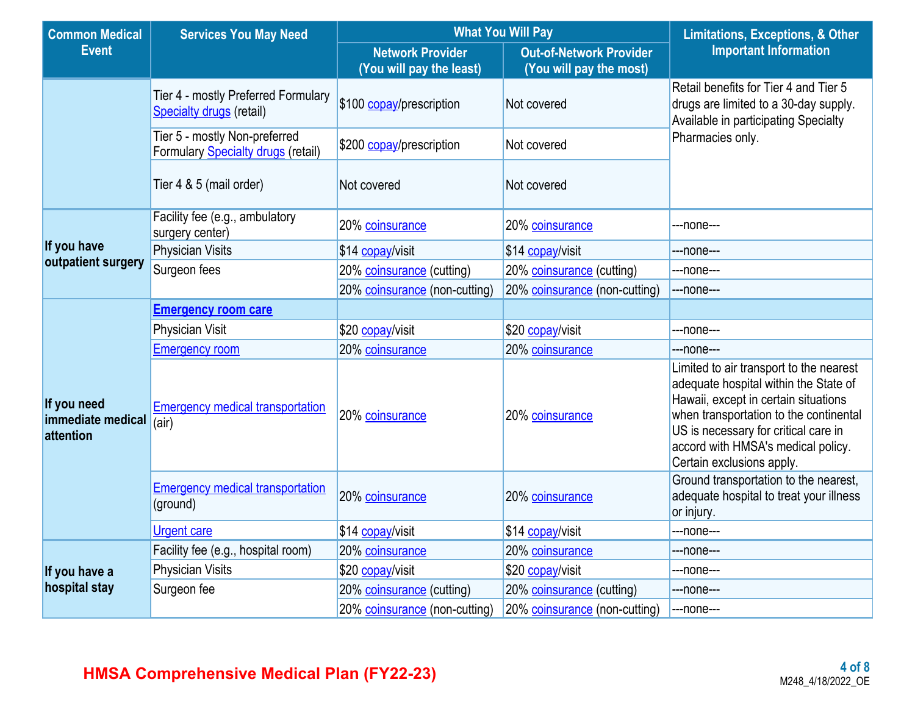| Common Medical Event | Services You May Need | What You Will Pay | | Limitations, Exceptions, & Other Important Information |
|---|---|---|---|---|
| | | Network Provider (You will pay the least) | Out-of-Network Provider (You will pay the most) | |
| | Tier 4 - mostly Preferred Formulary Specialty drugs (retail) | $100 copay/prescription | Not covered | Retail benefits for Tier 4 and Tier 5 drugs are limited to a 30-day supply. Available in participating Specialty Pharmacies only. |
| | Tier 5 - mostly Non-preferred Formulary Specialty drugs (retail) | $200 copay/prescription | Not covered | |
| | Tier 4 & 5 (mail order) | Not covered | Not covered | |
| **If you have outpatient surgery** | Facility fee (e.g., ambulatory surgery center) | 20% coinsurance | 20% coinsurance | ---none--- |
| | Physician Visits | $14 copay/visit | $14 copay/visit | ---none--- |
| | Surgeon fees | 20% coinsurance (cutting) | 20% coinsurance (cutting) | ---none--- |
| | | 20% coinsurance (non-cutting) | 20% coinsurance (non-cutting) | ---none--- |
| **If you need immediate medical attention** | **Emergency room care** | | | |
| | Physician Visit | $20 copay/visit | $20 copay/visit | ---none--- |
| | Emergency room | 20% coinsurance | 20% coinsurance | ---none--- |
| | Emergency medical transportation (air) | 20% coinsurance | 20% coinsurance | Limited to air transport to the nearest adequate hospital within the State of Hawaii, except in certain situations when transportation to the continental US is necessary for critical care in accord with HMSA's medical policy. Certain exclusions apply. |
| | Emergency medical transportation (ground) | 20% coinsurance | 20% coinsurance | Ground transportation to the nearest, adequate hospital to treat your illness or injury. |
| | Urgent care | $14 copay/visit | $14 copay/visit | ---none--- |
| **If you have a hospital stay** | Facility fee (e.g., hospital room) | 20% coinsurance | 20% coinsurance | ---none--- |
| | Physician Visits | $20 copay/visit | $20 copay/visit | ---none--- |
| | Surgeon fee | 20% coinsurance (cutting) | 20% coinsurance (cutting) | ---none--- |
| | | 20% coinsurance (non-cutting) | 20% coinsurance (non-cutting) | ---none--- |

**HMSA Comprehensive Medical Plan (FY22-23)**

M248_4/18/2022_OE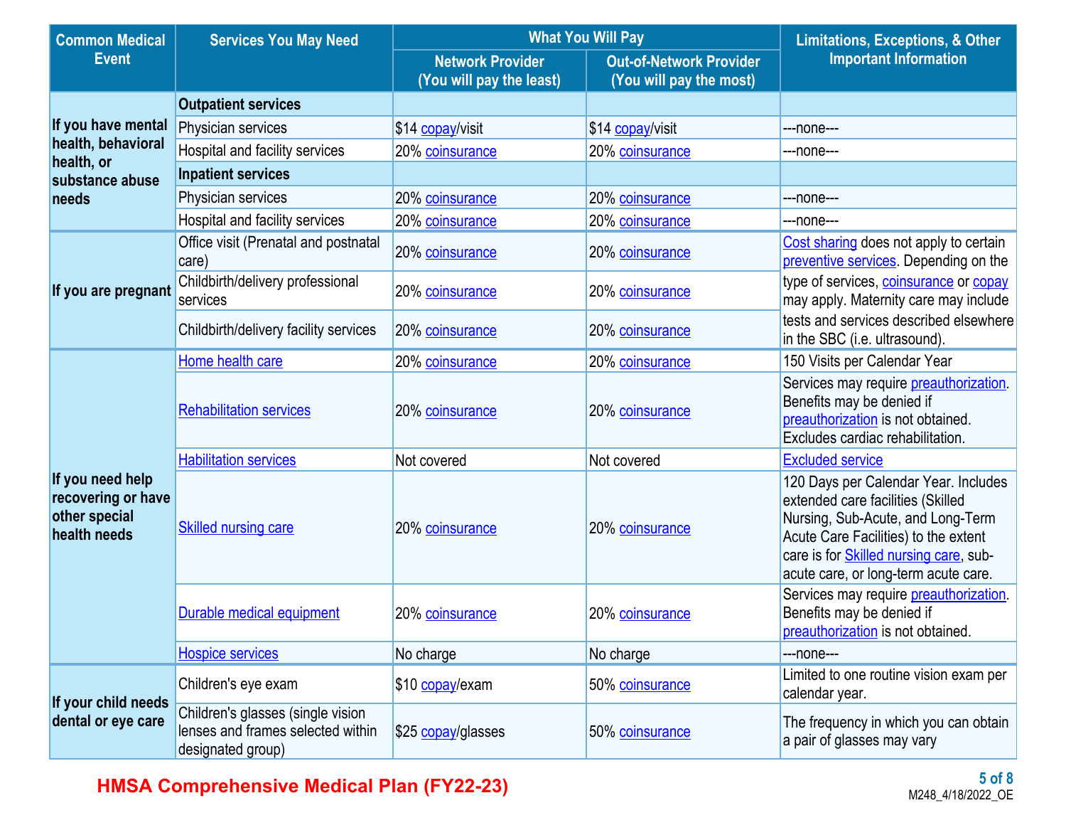| Common Medical Event | Services You May Need | What You Will Pay | | Limitations, Exceptions, & Other Important Information |
|---|---|---|---|---|
| | | Network Provider (You will pay the least) | Out-of-Network Provider (You will pay the most) | |
| If you have mental health, behavioral health, or substance abuse needs | **Outpatient services** | | | |
| | Physician services | $14 copay/visit | $14 copay/visit | ---none--- |
| | Hospital and facility services | 20% coinsurance | 20% coinsurance | ---none--- |
| | **Inpatient services** | | | |
| | Physician services | 20% coinsurance | 20% coinsurance | ---none--- |
| | Hospital and facility services | 20% coinsurance | 20% coinsurance | ---none--- |
| If you are pregnant | Office visit (Prenatal and postnatal care) | 20% coinsurance | 20% coinsurance | Cost sharing does not apply to certain preventive services. Depending on the type of services, coinsurance or copay may apply. Maternity care may include tests and services described elsewhere in the SBC (i.e. ultrasound). |
| | Childbirth/delivery professional services | 20% coinsurance | 20% coinsurance | |
| | Childbirth/delivery facility services | 20% coinsurance | 20% coinsurance | |
| If you need help recovering or have other special health needs | Home health care | 20% coinsurance | 20% coinsurance | 150 Visits per Calendar Year |
| | Rehabilitation services | 20% coinsurance | 20% coinsurance | Services may require preauthorization. Benefits may be denied if preauthorization is not obtained. Excludes cardiac rehabilitation. |
| | Habilitation services | Not covered | Not covered | Excluded service |
| | Skilled nursing care | 20% coinsurance | 20% coinsurance | 120 Days per Calendar Year. Includes extended care facilities (Skilled Nursing, Sub-Acute, and Long-Term Acute Care Facilities) to the extent care is for Skilled nursing care, sub-acute care, or long-term acute care. |
| | Durable medical equipment | 20% coinsurance | 20% coinsurance | Services may require preauthorization. Benefits may be denied if preauthorization is not obtained. |
| | Hospice services | No charge | No charge | ---none--- |
| If your child needs dental or eye care | Children's eye exam | $10 copay/exam | 50% coinsurance | Limited to one routine vision exam per calendar year. |
| | Children's glasses (single vision lenses and frames selected within designated group) | $25 copay/glasses | 50% coinsurance | The frequency in which you can obtain a pair of glasses may vary |

HMSA Comprehensive Medical Plan (FY22-23)

M248_4/18/2022_OE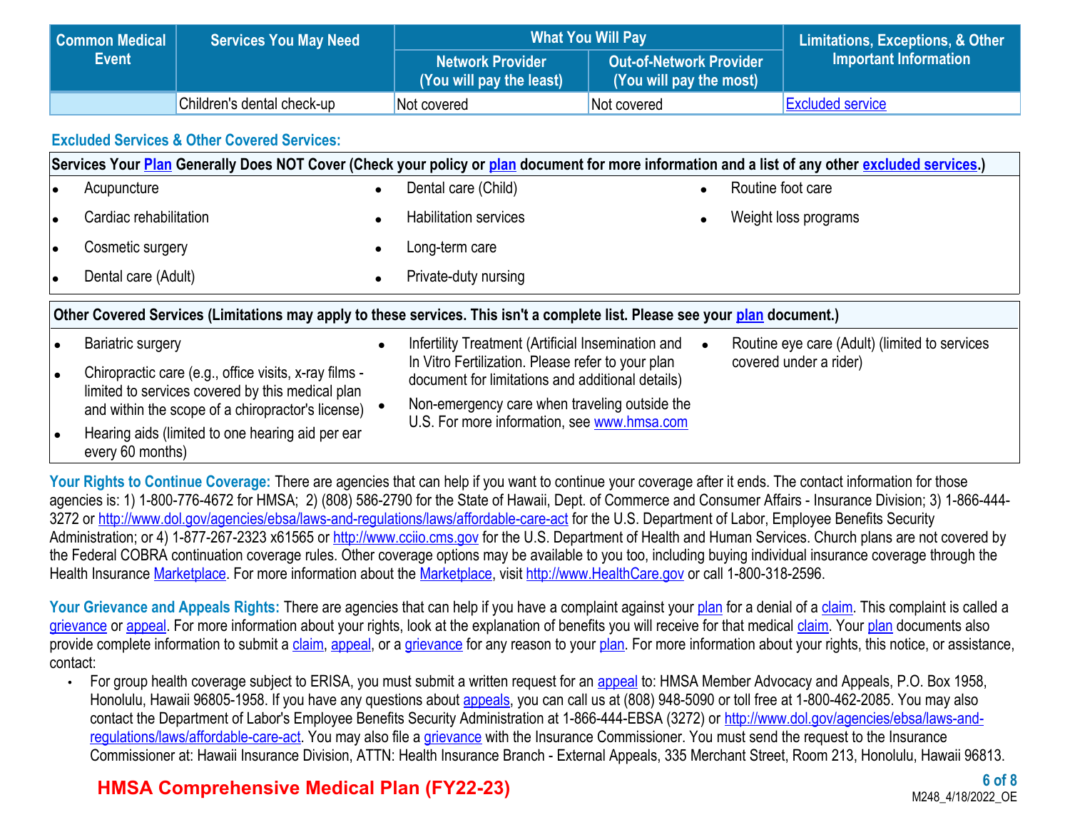| Common Medical Event | Services You May Need | What You Will Pay | | Limitations, Exceptions, & Other Important Information |
|---|---|---|---|---|
| | | Network Provider (You will pay the least) | Out-of-Network Provider (You will pay the most) | |
| | Children's dental check-up | Not covered | Not covered | Excluded service |

## Excluded Services & Other Covered Services:

**Services Your Plan Generally Does NOT Cover (Check your policy or plan document for more information and a list of any other excluded services.)**

- Acupuncture
- Cardiac rehabilitation
- Cosmetic surgery
- Dental care (Adult)
- Dental care (Child)
- Habilitation services
- Long-term care
- Private-duty nursing
- Routine foot care
- Weight loss programs

**Other Covered Services (Limitations may apply to these services. This isn't a complete list. Please see your plan document.)**

- Bariatric surgery
- Chiropractic care (e.g., office visits, x-ray films - limited to services covered by this medical plan and within the scope of a chiropractor's license)
- Hearing aids (limited to one hearing aid per ear every 60 months)
- Infertility Treatment (Artificial Insemination and In Vitro Fertilization. Please refer to your plan document for limitations and additional details)
- Non-emergency care when traveling outside the U.S. For more information, see www.hmsa.com
- Routine eye care (Adult) (limited to services covered under a rider)

**Your Rights to Continue Coverage:** There are agencies that can help if you want to continue your coverage after it ends. The contact information for those agencies is: 1) 1-800-776-4672 for HMSA; 2) (808) 586-2790 for the State of Hawaii, Dept. of Commerce and Consumer Affairs - Insurance Division; 3) 1-866-444-3272 or http://www.dol.gov/agencies/ebsa/laws-and-regulations/laws/affordable-care-act for the U.S. Department of Labor, Employee Benefits Security Administration; or 4) 1-877-267-2323 x61565 or http://www.cciio.cms.gov for the U.S. Department of Health and Human Services. Church plans are not covered by the Federal COBRA continuation coverage rules. Other coverage options may be available to you too, including buying individual insurance coverage through the Health Insurance Marketplace. For more information about the Marketplace, visit http://www.HealthCare.gov or call 1-800-318-2596.

**Your Grievance and Appeals Rights:** There are agencies that can help if you have a complaint against your plan for a denial of a claim. This complaint is called a grievance or appeal. For more information about your rights, look at the explanation of benefits you will receive for that medical claim. Your plan documents also provide complete information to submit a claim, appeal, or a grievance for any reason to your plan. For more information about your rights, this notice, or assistance, contact:

- For group health coverage subject to ERISA, you must submit a written request for an appeal to: HMSA Member Advocacy and Appeals, P.O. Box 1958, Honolulu, Hawaii 96805-1958. If you have any questions about appeals, you can call us at (808) 948-5090 or toll free at 1-800-462-2085. You may also contact the Department of Labor's Employee Benefits Security Administration at 1-866-444-EBSA (3272) or http://www.dol.gov/agencies/ebsa/laws-and-regulations/laws/affordable-care-act. You may also file a grievance with the Insurance Commissioner. You must send the request to the Insurance Commissioner at: Hawaii Insurance Division, ATTN: Health Insurance Branch - External Appeals, 335 Merchant Street, Room 213, Honolulu, Hawaii 96813.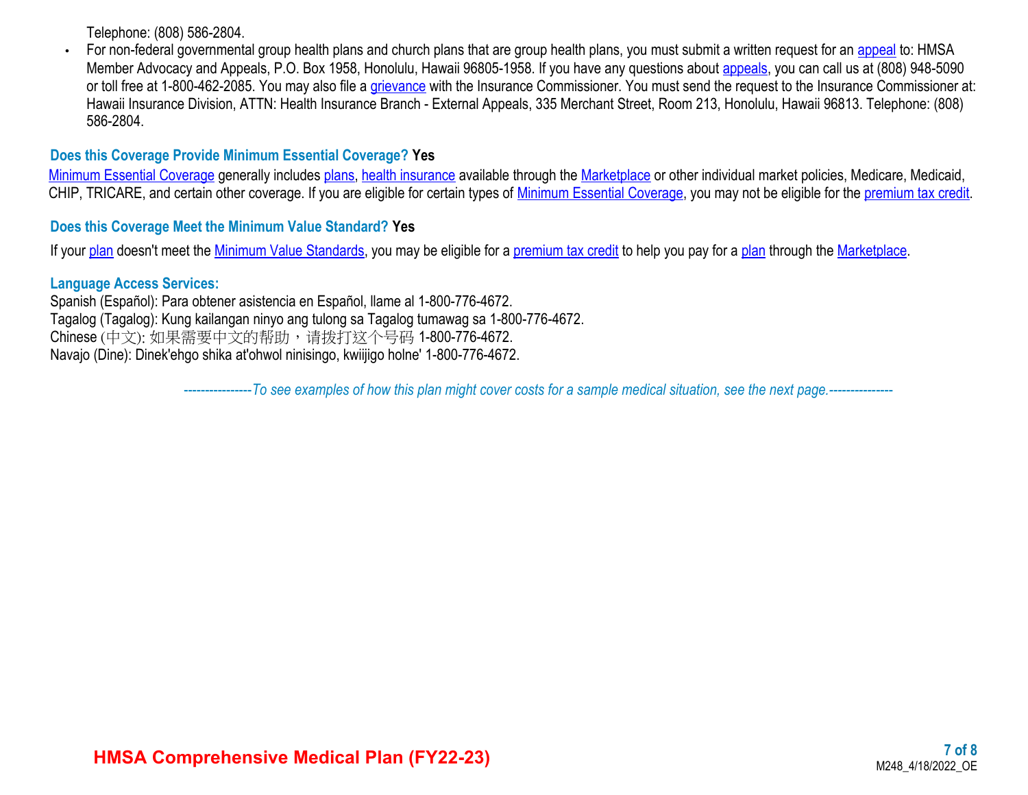Telephone: (808) 586-2804.

- For non-federal governmental group health plans and church plans that are group health plans, you must submit a written request for an appeal to: HMSA Member Advocacy and Appeals, P.O. Box 1958, Honolulu, Hawaii 96805-1958. If you have any questions about appeals, you can call us at (808) 948-5090 or toll free at 1-800-462-2085. You may also file a grievance with the Insurance Commissioner. You must send the request to the Insurance Commissioner at: Hawaii Insurance Division, ATTN: Health Insurance Branch - External Appeals, 335 Merchant Street, Room 213, Honolulu, Hawaii 96813. Telephone: (808) 586-2804.

### Does this Coverage Provide Minimum Essential Coverage? **Yes**

Minimum Essential Coverage generally includes plans, health insurance available through the Marketplace or other individual market policies, Medicare, Medicaid, CHIP, TRICARE, and certain other coverage. If you are eligible for certain types of Minimum Essential Coverage, you may not be eligible for the premium tax credit.

### Does this Coverage Meet the Minimum Value Standard? **Yes**

If your plan doesn't meet the Minimum Value Standards, you may be eligible for a premium tax credit to help you pay for a plan through the Marketplace.

### Language Access Services:

Spanish (Español): Para obtener asistencia en Español, llame al 1-800-776-4672.
Tagalog (Tagalog): Kung kailangan ninyo ang tulong sa Tagalog tumawag sa 1-800-776-4672.
Chinese (中文): 如果需要中文的帮助，请拨打这个号码 1-800-776-4672.
Navajo (Dine): Dinek'ehgo shika at'ohwol ninisingo, kwiijigo holne' 1-800-776-4672.

*----------------To see examples of how this plan might cover costs for a sample medical situation, see the next page.---------------*

**HMSA Comprehensive Medical Plan (FY22-23)**

M248_4/18/2022_OE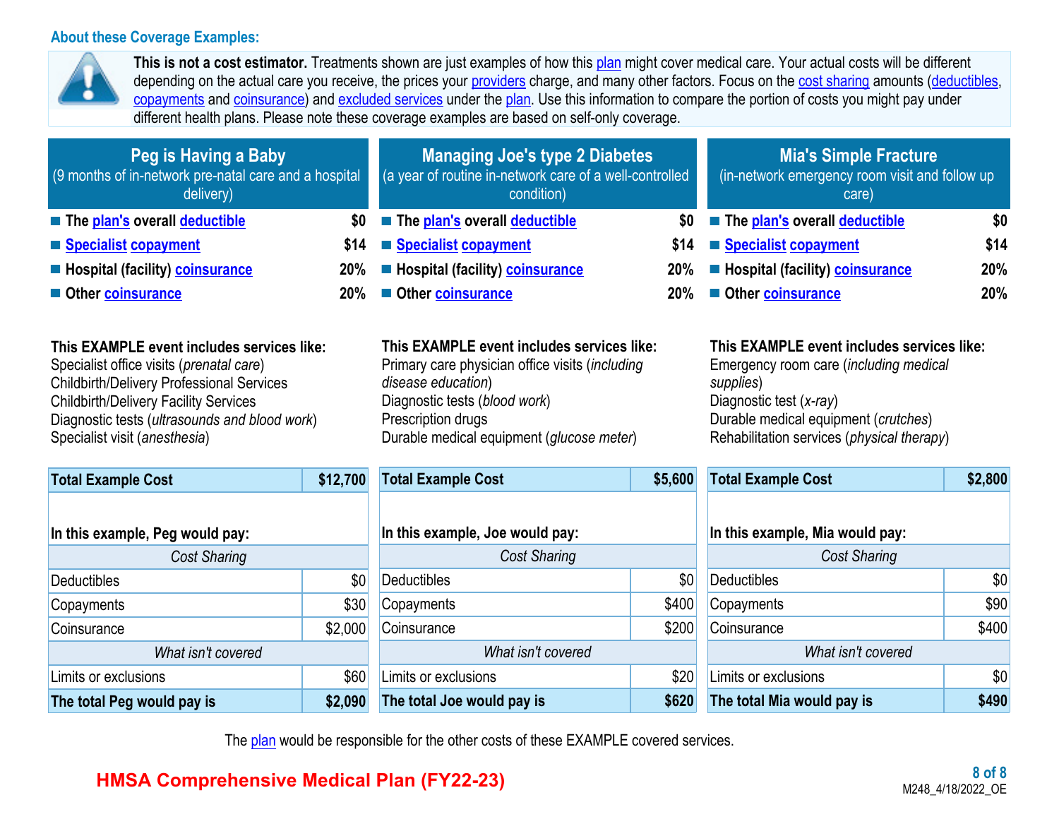## About these Coverage Examples:

**This is not a cost estimator.** Treatments shown are just examples of how this plan might cover medical care. Your actual costs will be different depending on the actual care you receive, the prices your providers charge, and many other factors. Focus on the cost sharing amounts (deductibles, copayments and coinsurance) and excluded services under the plan. Use this information to compare the portion of costs you might pay under different health plans. Please note these coverage examples are based on self-only coverage.

### Peg is Having a Baby
(9 months of in-network pre-natal care and a hospital delivery)

- **The plan's overall deductible** **$0**
- **Specialist copayment** **$14**
- **Hospital (facility) coinsurance** **20%**
- **Other coinsurance** **20%**

**This EXAMPLE event includes services like:**
Specialist office visits (*prenatal care*)
Childbirth/Delivery Professional Services
Childbirth/Delivery Facility Services
Diagnostic tests (*ultrasounds and blood work*)
Specialist visit (*anesthesia*)

| **Total Example Cost** | **$12,700** |
|---|---|
| **In this example, Peg would pay:** | |
| *Cost Sharing* | |
| Deductibles | $0 |
| Copayments | $30 |
| Coinsurance | $2,000 |
| *What isn't covered* | |
| Limits or exclusions | $60 |
| **The total Peg would pay is** | **$2,090** |

### Managing Joe's type 2 Diabetes
(a year of routine in-network care of a well-controlled condition)

- **The plan's overall deductible** **$0**
- **Specialist copayment** **$14**
- **Hospital (facility) coinsurance** **20%**
- **Other coinsurance** **20%**

**This EXAMPLE event includes services like:**
Primary care physician office visits (*including disease education*)
Diagnostic tests (*blood work*)
Prescription drugs
Durable medical equipment (*glucose meter*)

| **Total Example Cost** | **$5,600** |
|---|---|
| **In this example, Joe would pay:** | |
| *Cost Sharing* | |
| Deductibles | $0 |
| Copayments | $400 |
| Coinsurance | $200 |
| *What isn't covered* | |
| Limits or exclusions | $20 |
| **The total Joe would pay is** | **$620** |

### Mia's Simple Fracture
(in-network emergency room visit and follow up care)

- **The plan's overall deductible** **$0**
- **Specialist copayment** **$14**
- **Hospital (facility) coinsurance** **20%**
- **Other coinsurance** **20%**

**This EXAMPLE event includes services like:**
Emergency room care (*including medical supplies*)
Diagnostic test (*x-ray*)
Durable medical equipment (*crutches*)
Rehabilitation services (*physical therapy*)

| **Total Example Cost** | **$2,800** |
|---|---|
| **In this example, Mia would pay:** | |
| *Cost Sharing* | |
| Deductibles | $0 |
| Copayments | $90 |
| Coinsurance | $400 |
| *What isn't covered* | |
| Limits or exclusions | $0 |
| **The total Mia would pay is** | **$490** |

The plan would be responsible for the other costs of these EXAMPLE covered services.

**HMSA Comprehensive Medical Plan (FY22-23)**

M248_4/18/2022_OE